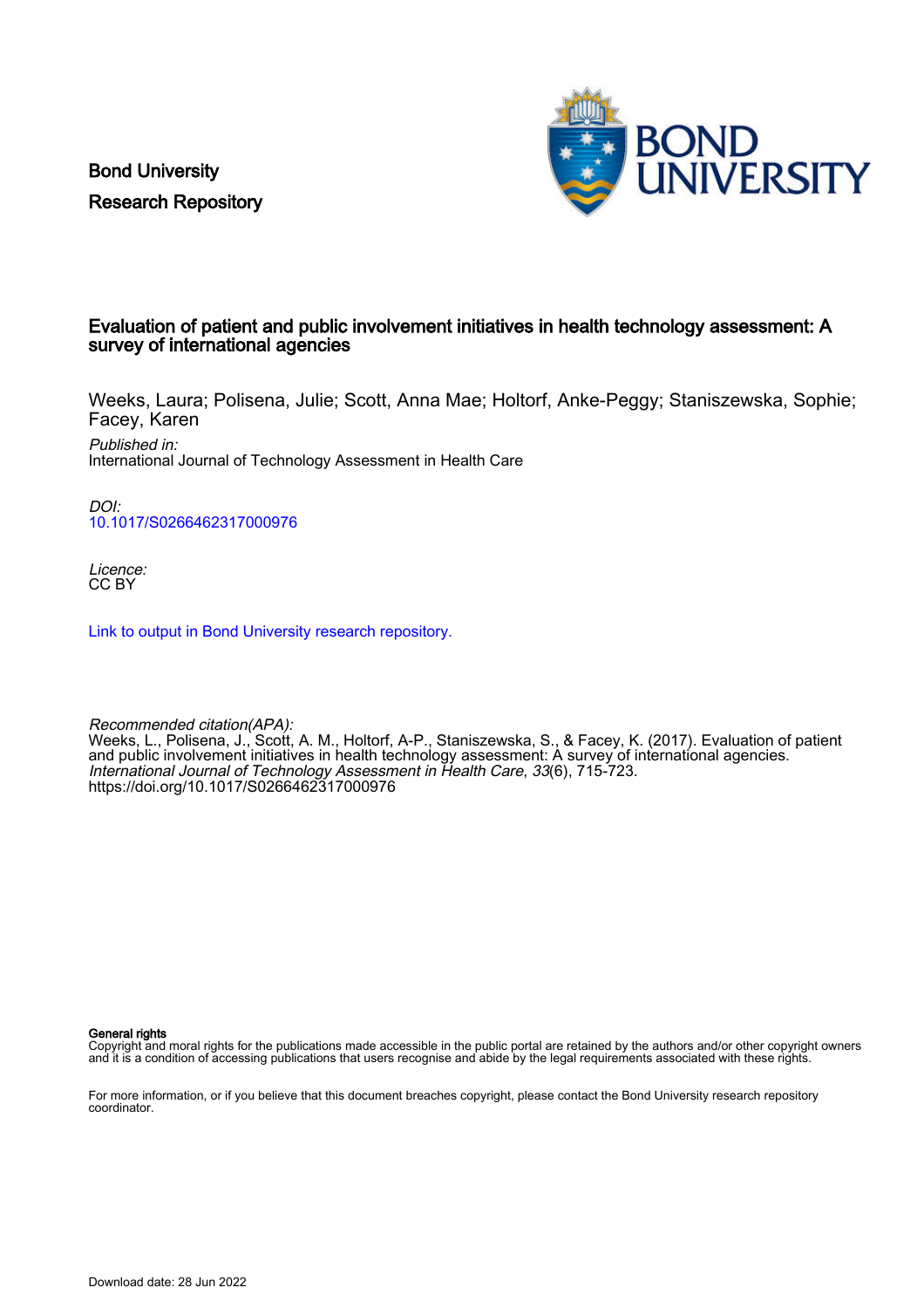Bond University
Research Repository

# Evaluation of patient and public involvement initiatives in health technology assessment: A survey of international agencies

Weeks, Laura; Polisena, Julie; Scott, Anna Mae; Holtorf, Anke-Peggy; Staniszewska, Sophie; Facey, Karen

*Published in:*
International Journal of Technology Assessment in Health Care

*DOI:*
10.1017/S0266462317000976

*Licence:*
CC BY

Link to output in Bond University research repository.

*Recommended citation(APA):*
Weeks, L., Polisena, J., Scott, A. M., Holtorf, A-P., Staniszewska, S., & Facey, K. (2017). Evaluation of patient and public involvement initiatives in health technology assessment: A survey of international agencies. *International Journal of Technology Assessment in Health Care*, *33*(6), 715-723. https://doi.org/10.1017/S0266462317000976

**General rights**
Copyright and moral rights for the publications made accessible in the public portal are retained by the authors and/or other copyright owners and it is a condition of accessing publications that users recognise and abide by the legal requirements associated with these rights.

For more information, or if you believe that this document breaches copyright, please contact the Bond University research repository coordinator.

Download date: 28 Jun 2022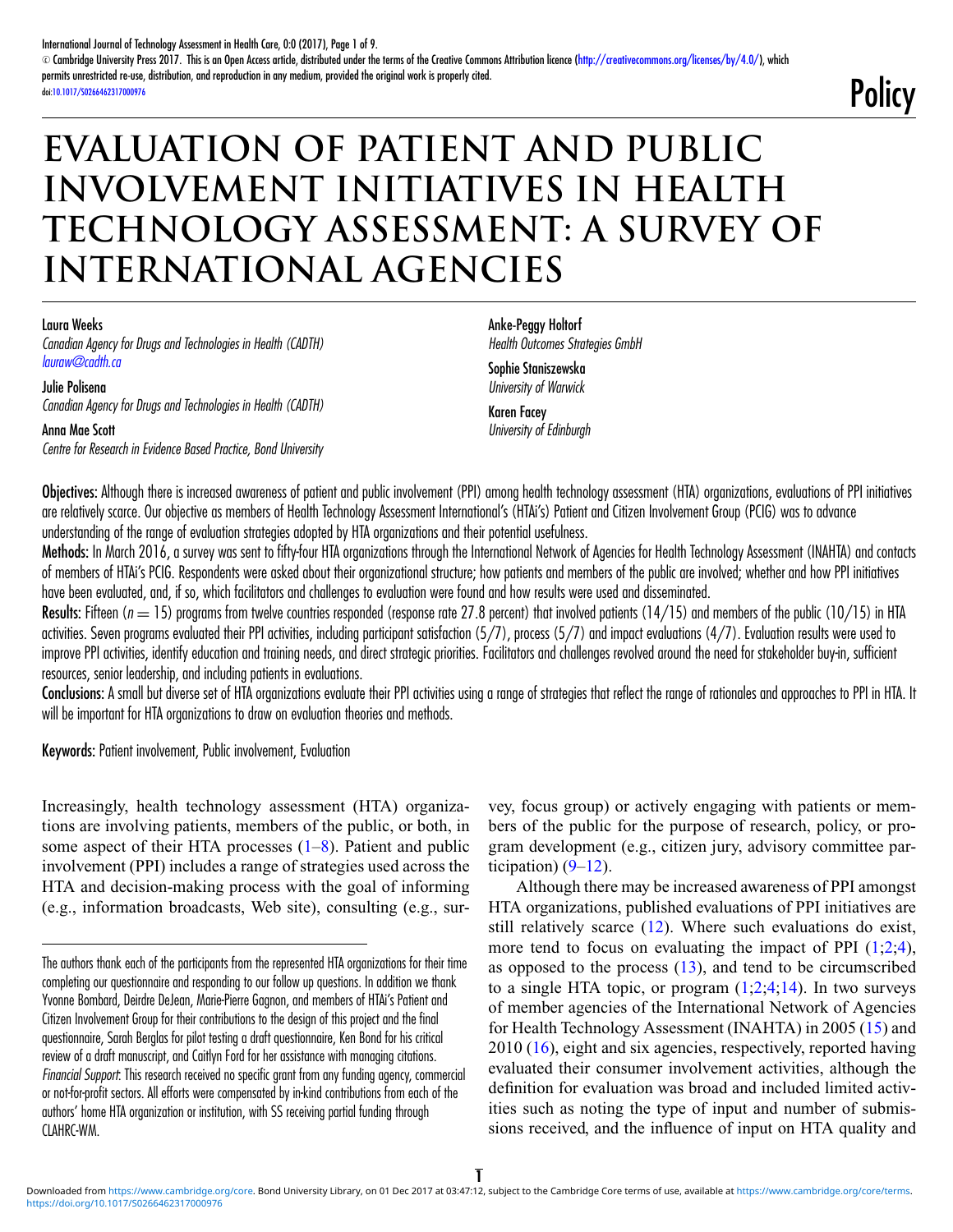Policy

# EVALUATION OF PATIENT AND PUBLIC INVOLVEMENT INITIATIVES IN HEALTH TECHNOLOGY ASSESSMENT: A SURVEY OF INTERNATIONAL AGENCIES

Laura Weeks
*Canadian Agency for Drugs and Technologies in Health (CADTH)*
*lauraw@cadth.ca*

Julie Polisena
*Canadian Agency for Drugs and Technologies in Health (CADTH)*

Anna Mae Scott
*Centre for Research in Evidence Based Practice, Bond University*

Anke-Peggy Holtorf
*Health Outcomes Strategies GmbH*

Sophie Staniszewska
*University of Warwick*

Karen Facey
*University of Edinburgh*

**Objectives:** Although there is increased awareness of patient and public involvement (PPI) among health technology assessment (HTA) organizations, evaluations of PPI initiatives are relatively scarce. Our objective as members of Health Technology Assessment International's (HTAi's) Patient and Citizen Involvement Group (PCIG) was to advance understanding of the range of evaluation strategies adopted by HTA organizations and their potential usefulness.

**Methods:** In March 2016, a survey was sent to fifty-four HTA organizations through the International Network of Agencies for Health Technology Assessment (INAHTA) and contacts of members of HTAi's PCIG. Respondents were asked about their organizational structure; how patients and members of the public are involved; whether and how PPI initiatives have been evaluated, and, if so, which facilitators and challenges to evaluation were found and how results were used and disseminated.

**Results:** Fifteen ($n = 15$) programs from twelve countries responded (response rate 27.8 percent) that involved patients (14/15) and members of the public (10/15) in HTA activities. Seven programs evaluated their PPI activities, including participant satisfaction (5/7), process (5/7) and impact evaluations (4/7). Evaluation results were used to improve PPI activities, identify education and training needs, and direct strategic priorities. Facilitators and challenges revolved around the need for stakeholder buy-in, sufficient resources, senior leadership, and including patients in evaluations.

**Conclusions:** A small but diverse set of HTA organizations evaluate their PPI activities using a range of strategies that reflect the range of rationales and approaches to PPI in HTA. It will be important for HTA organizations to draw on evaluation theories and methods.

**Keywords:** Patient involvement, Public involvement, Evaluation

Increasingly, health technology assessment (HTA) organizations are involving patients, members of the public, or both, in some aspect of their HTA processes (1–8). Patient and public involvement (PPI) includes a range of strategies used across the HTA and decision-making process with the goal of informing (e.g., information broadcasts, Web site), consulting (e.g., survey, focus group) or actively engaging with patients or members of the public for the purpose of research, policy, or program development (e.g., citizen jury, advisory committee participation) (9–12).

Although there may be increased awareness of PPI amongst HTA organizations, published evaluations of PPI initiatives are still relatively scarce (12). Where such evaluations do exist, more tend to focus on evaluating the impact of PPI (1;2;4), as opposed to the process (13), and tend to be circumscribed to a single HTA topic, or program (1;2;4;14). In two surveys of member agencies of the International Network of Agencies for Health Technology Assessment (INAHTA) in 2005 (15) and 2010 (16), eight and six agencies, respectively, reported having evaluated their consumer involvement activities, although the definition for evaluation was broad and included limited activities such as noting the type of input and number of submissions received, and the influence of input on HTA quality and

The authors thank each of the participants from the represented HTA organizations for their time completing our questionnaire and responding to our follow up questions. In addition we thank Yvonne Bombard, Deirdre DeJean, Marie-Pierre Gagnon, and members of HTAi's Patient and Citizen Involvement Group for their contributions to the design of this project and the final questionnaire, Sarah Berglas for pilot testing a draft questionnaire, Ken Bond for his critical review of a draft manuscript, and Caitlyn Ford for her assistance with managing citations.
*Financial Support*: This research received no specific grant from any funding agency, commercial or not-for-profit sectors. All efforts were compensated by in-kind contributions from each of the authors' home HTA organization or institution, with SS receiving partial funding through CLAHRC-WM.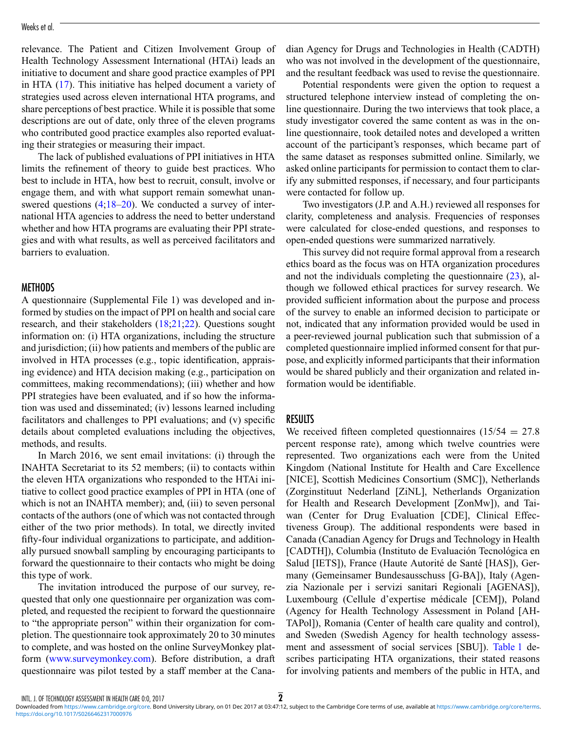relevance. The Patient and Citizen Involvement Group of Health Technology Assessment International (HTAi) leads an initiative to document and share good practice examples of PPI in HTA (17). This initiative has helped document a variety of strategies used across eleven international HTA programs, and share perceptions of best practice. While it is possible that some descriptions are out of date, only three of the eleven programs who contributed good practice examples also reported evaluating their strategies or measuring their impact.

The lack of published evaluations of PPI initiatives in HTA limits the refinement of theory to guide best practices. Who best to include in HTA, how best to recruit, consult, involve or engage them, and with what support remain somewhat unanswered questions (4;18–20). We conducted a survey of international HTA agencies to address the need to better understand whether and how HTA programs are evaluating their PPI strategies and with what results, as well as perceived facilitators and barriers to evaluation.

## METHODS

A questionnaire (Supplemental File 1) was developed and informed by studies on the impact of PPI on health and social care research, and their stakeholders (18;21;22). Questions sought information on: (i) HTA organizations, including the structure and jurisdiction; (ii) how patients and members of the public are involved in HTA processes (e.g., topic identification, appraising evidence) and HTA decision making (e.g., participation on committees, making recommendations); (iii) whether and how PPI strategies have been evaluated, and if so how the information was used and disseminated; (iv) lessons learned including facilitators and challenges to PPI evaluations; and (v) specific details about completed evaluations including the objectives, methods, and results.

In March 2016, we sent email invitations: (i) through the INAHTA Secretariat to its 52 members; (ii) to contacts within the eleven HTA organizations who responded to the HTAi initiative to collect good practice examples of PPI in HTA (one of which is not an INAHTA member); and, (iii) to seven personal contacts of the authors (one of which was not contacted through either of the two prior methods). In total, we directly invited fifty-four individual organizations to participate, and additionally pursued snowball sampling by encouraging participants to forward the questionnaire to their contacts who might be doing this type of work.

The invitation introduced the purpose of our survey, requested that only one questionnaire per organization was completed, and requested the recipient to forward the questionnaire to "the appropriate person" within their organization for completion. The questionnaire took approximately 20 to 30 minutes to complete, and was hosted on the online SurveyMonkey platform (www.surveymonkey.com). Before distribution, a draft questionnaire was pilot tested by a staff member at the Canadian Agency for Drugs and Technologies in Health (CADTH) who was not involved in the development of the questionnaire, and the resultant feedback was used to revise the questionnaire.

Potential respondents were given the option to request a structured telephone interview instead of completing the online questionnaire. During the two interviews that took place, a study investigator covered the same content as was in the online questionnaire, took detailed notes and developed a written account of the participant's responses, which became part of the same dataset as responses submitted online. Similarly, we asked online participants for permission to contact them to clarify any submitted responses, if necessary, and four participants were contacted for follow up.

Two investigators (J.P. and A.H.) reviewed all responses for clarity, completeness and analysis. Frequencies of responses were calculated for close-ended questions, and responses to open-ended questions were summarized narratively.

This survey did not require formal approval from a research ethics board as the focus was on HTA organization procedures and not the individuals completing the questionnaire (23), although we followed ethical practices for survey research. We provided sufficient information about the purpose and process of the survey to enable an informed decision to participate or not, indicated that any information provided would be used in a peer-reviewed journal publication such that submission of a completed questionnaire implied informed consent for that purpose, and explicitly informed participants that their information would be shared publicly and their organization and related information would be identifiable.

## RESULTS

We received fifteen completed questionnaires ($15/54 = 27.8$ percent response rate), among which twelve countries were represented. Two organizations each were from the United Kingdom (National Institute for Health and Care Excellence [NICE], Scottish Medicines Consortium [SMC]), Netherlands (Zorginstituut Nederland [ZiNL], Netherlands Organization for Health and Research Development [ZonMw]), and Taiwan (Center for Drug Evaluation [CDE], Clinical Effectiveness Group). The additional respondents were based in Canada (Canadian Agency for Drugs and Technology in Health [CADTH]), Columbia (Instituto de Evaluación Tecnológica en Salud [IETS]), France (Haute Autorité de Santé [HAS]), Germany (Gemeinsamer Bundesausschuss [G-BA]), Italy (Agenzia Nazionale per i servizi sanitari Regionali [AGENAS]), Luxembourg (Cellule d'expertise médicale [CEM]), Poland (Agency for Health Technology Assessment in Poland [AHTAPol]), Romania (Center of health care quality and control), and Sweden (Swedish Agency for health technology assessment and assessment of social services [SBU]). Table 1 describes participating HTA organizations, their stated reasons for involving patients and members of the public in HTA, and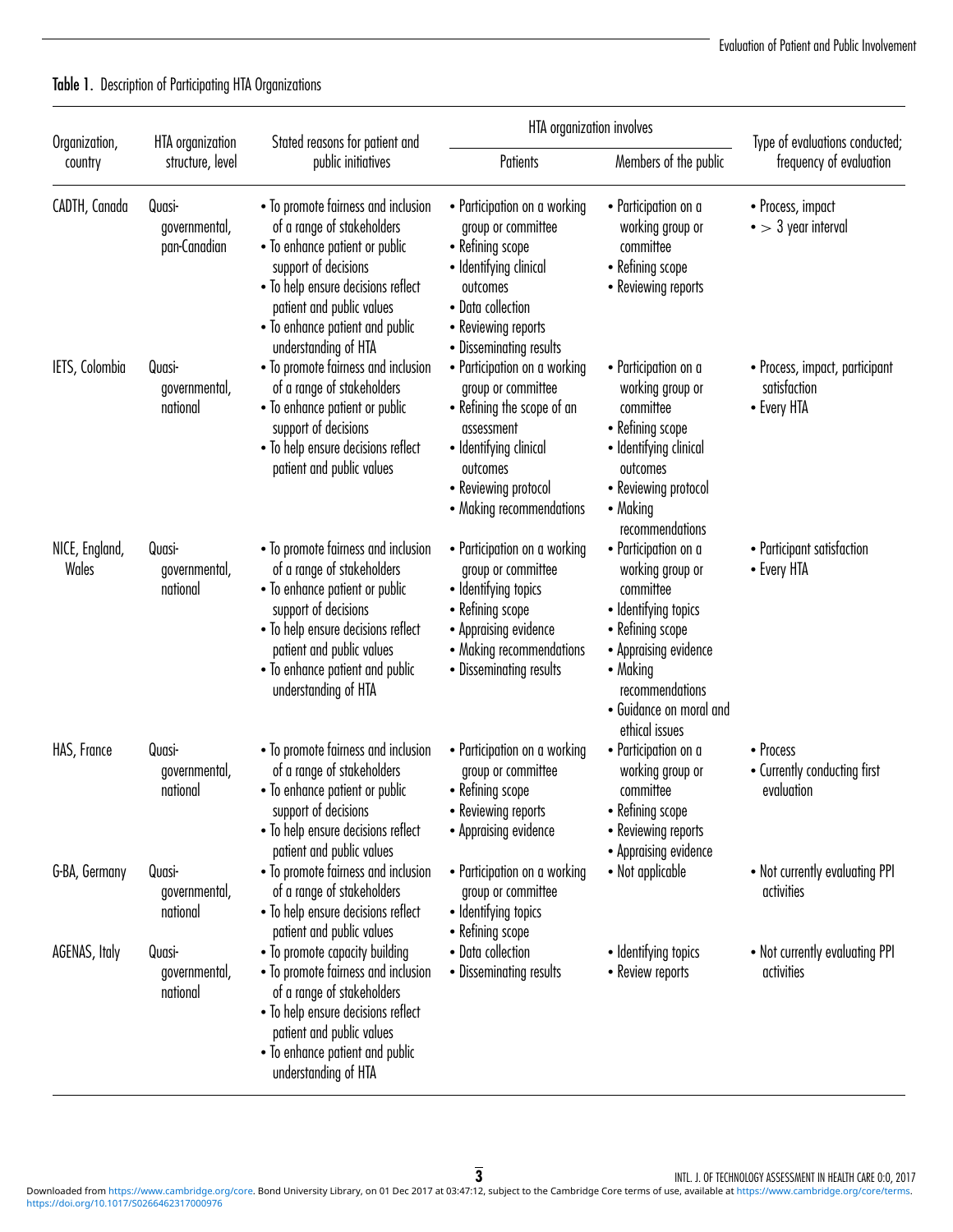**Table 1.** Description of Participating HTA Organizations

| Organization, country | HTA organization structure, level | Stated reasons for patient and public initiatives | HTA organization involves | | Type of evaluations conducted; frequency of evaluation |
|---|---|---|---|---|---|
| | | | Patients | Members of the public | |
| CADTH, Canada | Quasi-governmental, pan-Canadian | • To promote fairness and inclusion of a range of stakeholders<br>• To enhance patient or public support of decisions<br>• To help ensure decisions reflect patient and public values<br>• To enhance patient and public understanding of HTA | • Participation on a working group or committee<br>• Refining scope<br>• Identifying clinical outcomes<br>• Data collection<br>• Reviewing reports<br>• Disseminating results | • Participation on a working group or committee<br>• Refining scope<br>• Reviewing reports | • Process, impact<br>• $>$ 3 year interval |
| IETS, Colombia | Quasi-governmental, national | • To promote fairness and inclusion of a range of stakeholders<br>• To enhance patient or public support of decisions<br>• To help ensure decisions reflect patient and public values | • Participation on a working group or committee<br>• Refining the scope of an assessment<br>• Identifying clinical outcomes<br>• Reviewing protocol<br>• Making recommendations | • Participation on a working group or committee<br>• Refining scope<br>• Identifying clinical outcomes<br>• Reviewing protocol<br>• Making recommendations | • Process, impact, participant satisfaction<br>• Every HTA |
| NICE, England, Wales | Quasi-governmental, national | • To promote fairness and inclusion of a range of stakeholders<br>• To enhance patient or public support of decisions<br>• To help ensure decisions reflect patient and public values<br>• To enhance patient and public understanding of HTA | • Participation on a working group or committee<br>• Identifying topics<br>• Refining scope<br>• Appraising evidence<br>• Making recommendations<br>• Disseminating results | • Participation on a working group or committee<br>• Identifying topics<br>• Refining scope<br>• Appraising evidence<br>• Making recommendations<br>• Guidance on moral and ethical issues | • Participant satisfaction<br>• Every HTA |
| HAS, France | Quasi-governmental, national | • To promote fairness and inclusion of a range of stakeholders<br>• To enhance patient or public support of decisions<br>• To help ensure decisions reflect patient and public values | • Participation on a working group or committee<br>• Refining scope<br>• Reviewing reports<br>• Appraising evidence | • Participation on a working group or committee<br>• Refining scope<br>• Reviewing reports<br>• Appraising evidence | • Process<br>• Currently conducting first evaluation |
| G-BA, Germany | Quasi-governmental, national | • To promote fairness and inclusion of a range of stakeholders<br>• To help ensure decisions reflect patient and public values | • Participation on a working group or committee<br>• Identifying topics<br>• Refining scope | • Not applicable | • Not currently evaluating PPI activities |
| AGENAS, Italy | Quasi-governmental, national | • To promote capacity building<br>• To promote fairness and inclusion of a range of stakeholders<br>• To help ensure decisions reflect patient and public values<br>• To enhance patient and public understanding of HTA | • Data collection<br>• Disseminating results | • Identifying topics<br>• Review reports | • Not currently evaluating PPI activities |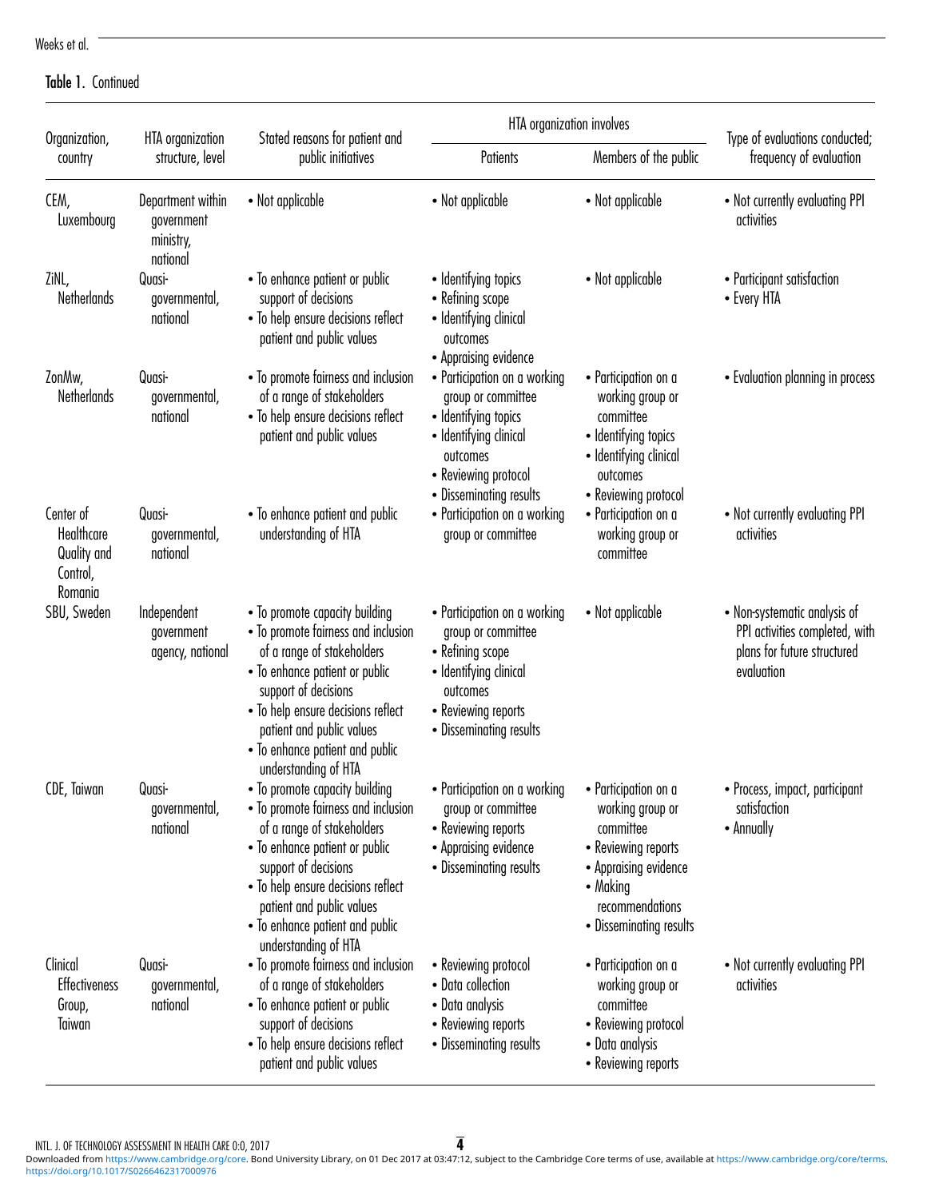Table 1. Continued

| Organization, country | HTA organization structure, level | Stated reasons for patient and public initiatives | HTA organization involves | | Type of evaluations conducted; frequency of evaluation |
|---|---|---|---|---|---|
| | | | Patients | Members of the public | |
| CEM, Luxembourg | Department within government ministry, national | • Not applicable | • Not applicable | • Not applicable | • Not currently evaluating PPI activities |
| ZiNL, Netherlands | Quasi-governmental, national | • To enhance patient or public support of decisions<br>• To help ensure decisions reflect patient and public values | • Identifying topics<br>• Refining scope<br>• Identifying clinical outcomes<br>• Appraising evidence | • Not applicable | • Participant satisfaction<br>• Every HTA |
| ZonMw, Netherlands | Quasi-governmental, national | • To promote fairness and inclusion of a range of stakeholders<br>• To help ensure decisions reflect patient and public values | • Participation on a working group or committee<br>• Identifying topics<br>• Identifying clinical outcomes<br>• Reviewing protocol<br>• Disseminating results | • Participation on a working group or committee<br>• Identifying topics<br>• Identifying clinical outcomes<br>• Reviewing protocol | • Evaluation planning in process |
| Center of Healthcare Quality and Control, Romania | Quasi-governmental, national | • To enhance patient and public understanding of HTA | • Participation on a working group or committee | • Participation on a working group or committee | • Not currently evaluating PPI activities |
| SBU, Sweden | Independent government agency, national | • To promote capacity building<br>• To promote fairness and inclusion of a range of stakeholders<br>• To enhance patient or public support of decisions<br>• To help ensure decisions reflect patient and public values<br>• To enhance patient and public understanding of HTA | • Participation on a working group or committee<br>• Refining scope<br>• Identifying clinical outcomes<br>• Reviewing reports<br>• Disseminating results | • Not applicable | • Non-systematic analysis of PPI activities completed, with plans for future structured evaluation |
| CDE, Taiwan | Quasi-governmental, national | • To promote capacity building<br>• To promote fairness and inclusion of a range of stakeholders<br>• To enhance patient or public support of decisions<br>• To help ensure decisions reflect patient and public values<br>• To enhance patient and public understanding of HTA | • Participation on a working group or committee<br>• Reviewing reports<br>• Appraising evidence<br>• Disseminating results | • Participation on a working group or committee<br>• Reviewing reports<br>• Appraising evidence<br>• Making recommendations<br>• Disseminating results | • Process, impact, participant satisfaction<br>• Annually |
| Clinical Effectiveness Group, Taiwan | Quasi-governmental, national | • To promote fairness and inclusion of a range of stakeholders<br>• To enhance patient or public support of decisions<br>• To help ensure decisions reflect patient and public values | • Reviewing protocol<br>• Data collection<br>• Data analysis<br>• Reviewing reports<br>• Disseminating results | • Participation on a working group or committee<br>• Reviewing protocol<br>• Data analysis<br>• Reviewing reports | • Not currently evaluating PPI activities |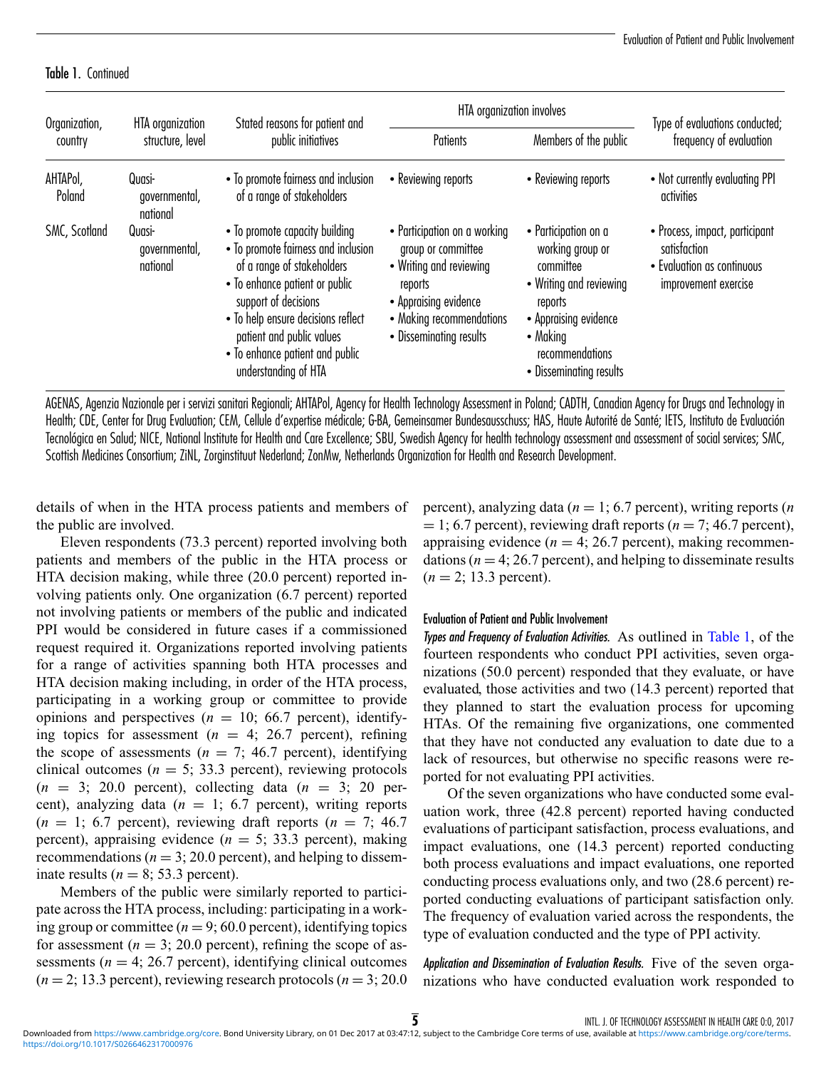**Table 1.** Continued

| Organization, country | HTA organization structure, level | Stated reasons for patient and public initiatives | HTA organization involves | | Type of evaluations conducted; frequency of evaluation |
|---|---|---|---|---|---|
| | | | Patients | Members of the public | |
| AHTAPol, Poland | Quasi-governmental, national | • To promote fairness and inclusion of a range of stakeholders | • Reviewing reports | • Reviewing reports | • Not currently evaluating PPI activities |
| SMC, Scotland | Quasi-governmental, national | • To promote capacity building<br>• To promote fairness and inclusion of a range of stakeholders<br>• To enhance patient or public support of decisions<br>• To help ensure decisions reflect patient and public values<br>• To enhance patient and public understanding of HTA | • Participation on a working group or committee<br>• Writing and reviewing reports<br>• Appraising evidence<br>• Making recommendations<br>• Disseminating results | • Participation on a working group or committee<br>• Writing and reviewing reports<br>• Appraising evidence<br>• Making recommendations<br>• Disseminating results | • Process, impact, participant satisfaction<br>• Evaluation as continuous improvement exercise |

AGENAS, Agenzia Nazionale per i servizi sanitari Regionali; AHTAPol, Agency for Health Technology Assessment in Poland; CADTH, Canadian Agency for Drugs and Technology in Health; CDE, Center for Drug Evaluation; CEM, Cellule d'expertise médicale; G-BA, Gemeinsamer Bundesausschuss; HAS, Haute Autorité de Santé; IETS, Instituto de Evaluación Tecnológica en Salud; NICE, National Institute for Health and Care Excellence; SBU, Swedish Agency for health technology assessment and assessment of social services; SMC, Scottish Medicines Consortium; ZiNL, Zorginstituut Nederland; ZonMw, Netherlands Organization for Health and Research Development.

details of when in the HTA process patients and members of the public are involved.

Eleven respondents (73.3 percent) reported involving both patients and members of the public in the HTA process or HTA decision making, while three (20.0 percent) reported involving patients only. One organization (6.7 percent) reported not involving patients or members of the public and indicated PPI would be considered in future cases if a commissioned request required it. Organizations reported involving patients for a range of activities spanning both HTA processes and HTA decision making including, in order of the HTA process, participating in a working group or committee to provide opinions and perspectives ($n$ = 10; 66.7 percent), identifying topics for assessment ($n$ = 4; 26.7 percent), refining the scope of assessments ($n$ = 7; 46.7 percent), identifying clinical outcomes ($n$ = 5; 33.3 percent), reviewing protocols ($n$ = 3; 20.0 percent), collecting data ($n$ = 3; 20 percent), analyzing data ($n$ = 1; 6.7 percent), writing reports ($n$ = 1; 6.7 percent), reviewing draft reports ($n$ = 7; 46.7 percent), appraising evidence ($n$ = 5; 33.3 percent), making recommendations ($n$ = 3; 20.0 percent), and helping to disseminate results ($n$ = 8; 53.3 percent).

Members of the public were similarly reported to participate across the HTA process, including: participating in a working group or committee ($n$ = 9; 60.0 percent), identifying topics for assessment ($n$ = 3; 20.0 percent), refining the scope of assessments ($n$ = 4; 26.7 percent), identifying clinical outcomes ($n$ = 2; 13.3 percent), reviewing research protocols ($n$ = 3; 20.0 percent), analyzing data ($n$ = 1; 6.7 percent), writing reports ($n$ = 1; 6.7 percent), reviewing draft reports ($n$ = 7; 46.7 percent), appraising evidence ($n$ = 4; 26.7 percent), making recommendations ($n$ = 4; 26.7 percent), and helping to disseminate results ($n$ = 2; 13.3 percent).

#### Evaluation of Patient and Public Involvement

*Types and Frequency of Evaluation Activities.* As outlined in Table 1, of the fourteen respondents who conduct PPI activities, seven organizations (50.0 percent) responded that they evaluate, or have evaluated, those activities and two (14.3 percent) reported that they planned to start the evaluation process for upcoming HTAs. Of the remaining five organizations, one commented that they have not conducted any evaluation to date due to a lack of resources, but otherwise no specific reasons were reported for not evaluating PPI activities.

Of the seven organizations who have conducted some evaluation work, three (42.8 percent) reported having conducted evaluations of participant satisfaction, process evaluations, and impact evaluations, one (14.3 percent) reported conducting both process evaluations and impact evaluations, one reported conducting process evaluations only, and two (28.6 percent) reported conducting evaluations of participant satisfaction only. The frequency of evaluation varied across the respondents, the type of evaluation conducted and the type of PPI activity.

*Application and Dissemination of Evaluation Results.* Five of the seven organizations who have conducted evaluation work responded to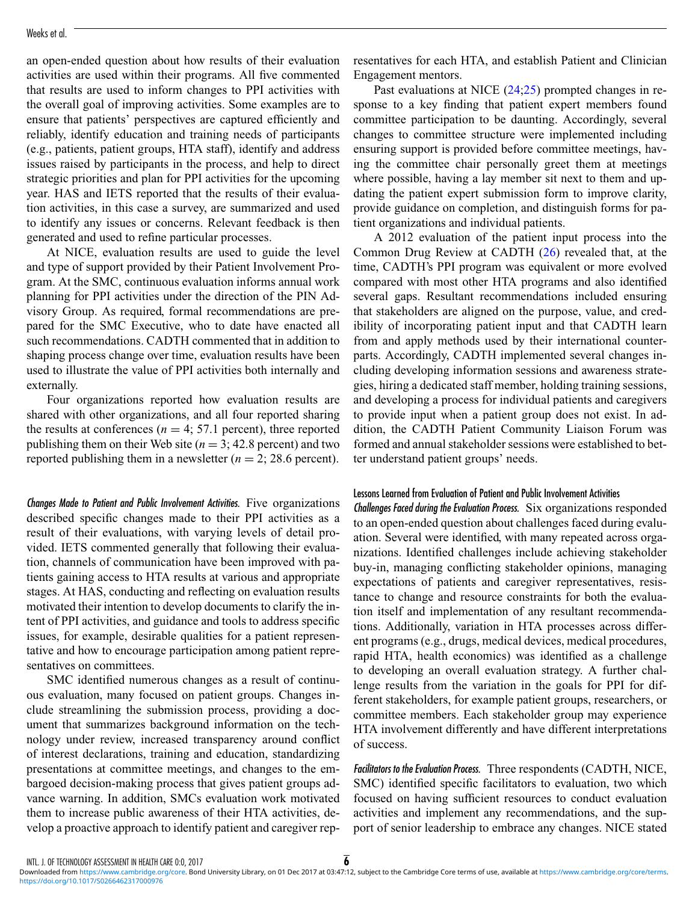an open-ended question about how results of their evaluation activities are used within their programs. All five commented that results are used to inform changes to PPI activities with the overall goal of improving activities. Some examples are to ensure that patients' perspectives are captured efficiently and reliably, identify education and training needs of participants (e.g., patients, patient groups, HTA staff), identify and address issues raised by participants in the process, and help to direct strategic priorities and plan for PPI activities for the upcoming year. HAS and IETS reported that the results of their evaluation activities, in this case a survey, are summarized and used to identify any issues or concerns. Relevant feedback is then generated and used to refine particular processes.

At NICE, evaluation results are used to guide the level and type of support provided by their Patient Involvement Program. At the SMC, continuous evaluation informs annual work planning for PPI activities under the direction of the PIN Advisory Group. As required, formal recommendations are prepared for the SMC Executive, who to date have enacted all such recommendations. CADTH commented that in addition to shaping process change over time, evaluation results have been used to illustrate the value of PPI activities both internally and externally.

Four organizations reported how evaluation results are shared with other organizations, and all four reported sharing the results at conferences ($n = 4$; 57.1 percent), three reported publishing them on their Web site ($n = 3$; 42.8 percent) and two reported publishing them in a newsletter ($n = 2$; 28.6 percent).

*Changes Made to Patient and Public Involvement Activities.* Five organizations described specific changes made to their PPI activities as a result of their evaluations, with varying levels of detail provided. IETS commented generally that following their evaluation, channels of communication have been improved with patients gaining access to HTA results at various and appropriate stages. At HAS, conducting and reflecting on evaluation results motivated their intention to develop documents to clarify the intent of PPI activities, and guidance and tools to address specific issues, for example, desirable qualities for a patient representative and how to encourage participation among patient representatives on committees.

SMC identified numerous changes as a result of continuous evaluation, many focused on patient groups. Changes include streamlining the submission process, providing a document that summarizes background information on the technology under review, increased transparency around conflict of interest declarations, training and education, standardizing presentations at committee meetings, and changes to the embargoed decision-making process that gives patient groups advance warning. In addition, SMCs evaluation work motivated them to increase public awareness of their HTA activities, develop a proactive approach to identify patient and caregiver representatives for each HTA, and establish Patient and Clinician Engagement mentors.

Past evaluations at NICE (24;25) prompted changes in response to a key finding that patient expert members found committee participation to be daunting. Accordingly, several changes to committee structure were implemented including ensuring support is provided before committee meetings, having the committee chair personally greet them at meetings where possible, having a lay member sit next to them and updating the patient expert submission form to improve clarity, provide guidance on completion, and distinguish forms for patient organizations and individual patients.

A 2012 evaluation of the patient input process into the Common Drug Review at CADTH (26) revealed that, at the time, CADTH's PPI program was equivalent or more evolved compared with most other HTA programs and also identified several gaps. Resultant recommendations included ensuring that stakeholders are aligned on the purpose, value, and credibility of incorporating patient input and that CADTH learn from and apply methods used by their international counterparts. Accordingly, CADTH implemented several changes including developing information sessions and awareness strategies, hiring a dedicated staff member, holding training sessions, and developing a process for individual patients and caregivers to provide input when a patient group does not exist. In addition, the CADTH Patient Community Liaison Forum was formed and annual stakeholder sessions were established to better understand patient groups' needs.

### Lessons Learned from Evaluation of Patient and Public Involvement Activities

*Challenges Faced during the Evaluation Process.* Six organizations responded to an open-ended question about challenges faced during evaluation. Several were identified, with many repeated across organizations. Identified challenges include achieving stakeholder buy-in, managing conflicting stakeholder opinions, managing expectations of patients and caregiver representatives, resistance to change and resource constraints for both the evaluation itself and implementation of any resultant recommendations. Additionally, variation in HTA processes across different programs (e.g., drugs, medical devices, medical procedures, rapid HTA, health economics) was identified as a challenge to developing an overall evaluation strategy. A further challenge results from the variation in the goals for PPI for different stakeholders, for example patient groups, researchers, or committee members. Each stakeholder group may experience HTA involvement differently and have different interpretations of success.

*Facilitators to the Evaluation Process.* Three respondents (CADTH, NICE, SMC) identified specific facilitators to evaluation, two which focused on having sufficient resources to conduct evaluation activities and implement any recommendations, and the support of senior leadership to embrace any changes. NICE stated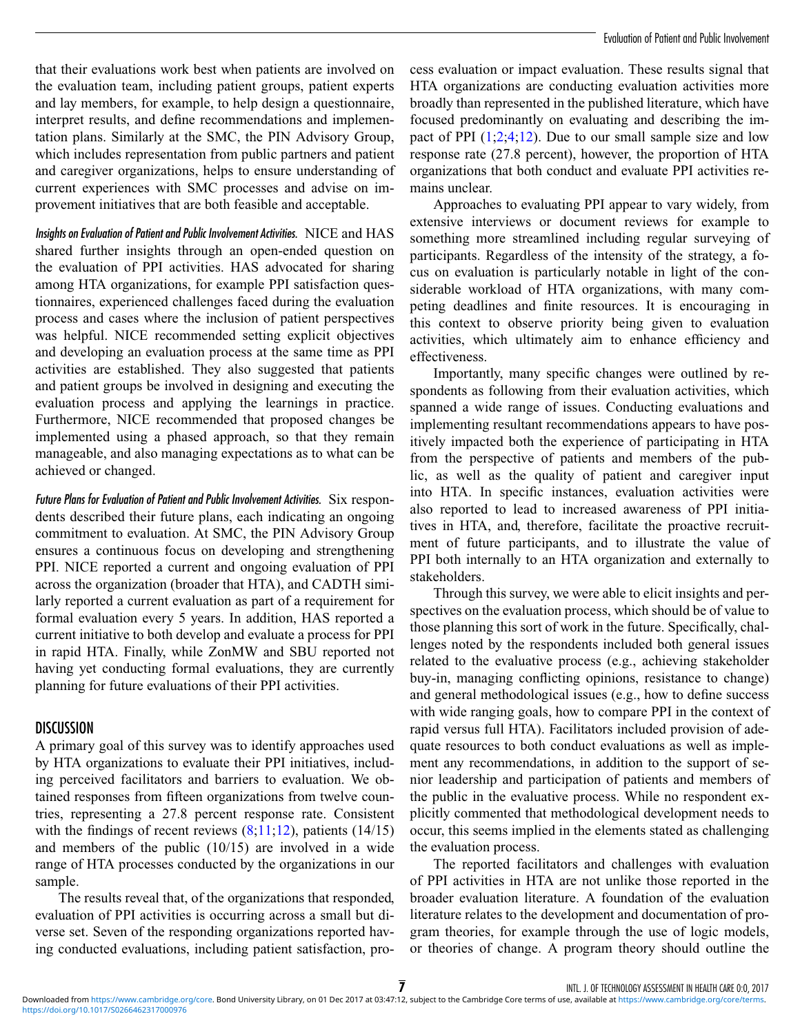that their evaluations work best when patients are involved on the evaluation team, including patient groups, patient experts and lay members, for example, to help design a questionnaire, interpret results, and define recommendations and implementation plans. Similarly at the SMC, the PIN Advisory Group, which includes representation from public partners and patient and caregiver organizations, helps to ensure understanding of current experiences with SMC processes and advise on improvement initiatives that are both feasible and acceptable.

*Insights on Evaluation of Patient and Public Involvement Activities.* NICE and HAS shared further insights through an open-ended question on the evaluation of PPI activities. HAS advocated for sharing among HTA organizations, for example PPI satisfaction questionnaires, experienced challenges faced during the evaluation process and cases where the inclusion of patient perspectives was helpful. NICE recommended setting explicit objectives and developing an evaluation process at the same time as PPI activities are established. They also suggested that patients and patient groups be involved in designing and executing the evaluation process and applying the learnings in practice. Furthermore, NICE recommended that proposed changes be implemented using a phased approach, so that they remain manageable, and also managing expectations as to what can be achieved or changed.

*Future Plans for Evaluation of Patient and Public Involvement Activities.* Six respondents described their future plans, each indicating an ongoing commitment to evaluation. At SMC, the PIN Advisory Group ensures a continuous focus on developing and strengthening PPI. NICE reported a current and ongoing evaluation of PPI across the organization (broader that HTA), and CADTH similarly reported a current evaluation as part of a requirement for formal evaluation every 5 years. In addition, HAS reported a current initiative to both develop and evaluate a process for PPI in rapid HTA. Finally, while ZonMW and SBU reported not having yet conducting formal evaluations, they are currently planning for future evaluations of their PPI activities.

## DISCUSSION

A primary goal of this survey was to identify approaches used by HTA organizations to evaluate their PPI initiatives, including perceived facilitators and barriers to evaluation. We obtained responses from fifteen organizations from twelve countries, representing a 27.8 percent response rate. Consistent with the findings of recent reviews (8;11;12), patients (14/15) and members of the public (10/15) are involved in a wide range of HTA processes conducted by the organizations in our sample.

The results reveal that, of the organizations that responded, evaluation of PPI activities is occurring across a small but diverse set. Seven of the responding organizations reported having conducted evaluations, including patient satisfaction, process evaluation or impact evaluation. These results signal that HTA organizations are conducting evaluation activities more broadly than represented in the published literature, which have focused predominantly on evaluating and describing the impact of PPI (1;2;4;12). Due to our small sample size and low response rate (27.8 percent), however, the proportion of HTA organizations that both conduct and evaluate PPI activities remains unclear.

Approaches to evaluating PPI appear to vary widely, from extensive interviews or document reviews for example to something more streamlined including regular surveying of participants. Regardless of the intensity of the strategy, a focus on evaluation is particularly notable in light of the considerable workload of HTA organizations, with many competing deadlines and finite resources. It is encouraging in this context to observe priority being given to evaluation activities, which ultimately aim to enhance efficiency and effectiveness.

Importantly, many specific changes were outlined by respondents as following from their evaluation activities, which spanned a wide range of issues. Conducting evaluations and implementing resultant recommendations appears to have positively impacted both the experience of participating in HTA from the perspective of patients and members of the public, as well as the quality of patient and caregiver input into HTA. In specific instances, evaluation activities were also reported to lead to increased awareness of PPI initiatives in HTA, and, therefore, facilitate the proactive recruitment of future participants, and to illustrate the value of PPI both internally to an HTA organization and externally to stakeholders.

Through this survey, we were able to elicit insights and perspectives on the evaluation process, which should be of value to those planning this sort of work in the future. Specifically, challenges noted by the respondents included both general issues related to the evaluative process (e.g., achieving stakeholder buy-in, managing conflicting opinions, resistance to change) and general methodological issues (e.g., how to define success with wide ranging goals, how to compare PPI in the context of rapid versus full HTA). Facilitators included provision of adequate resources to both conduct evaluations as well as implement any recommendations, in addition to the support of senior leadership and participation of patients and members of the public in the evaluative process. While no respondent explicitly commented that methodological development needs to occur, this seems implied in the elements stated as challenging the evaluation process.

The reported facilitators and challenges with evaluation of PPI activities in HTA are not unlike those reported in the broader evaluation literature. A foundation of the evaluation literature relates to the development and documentation of program theories, for example through the use of logic models, or theories of change. A program theory should outline the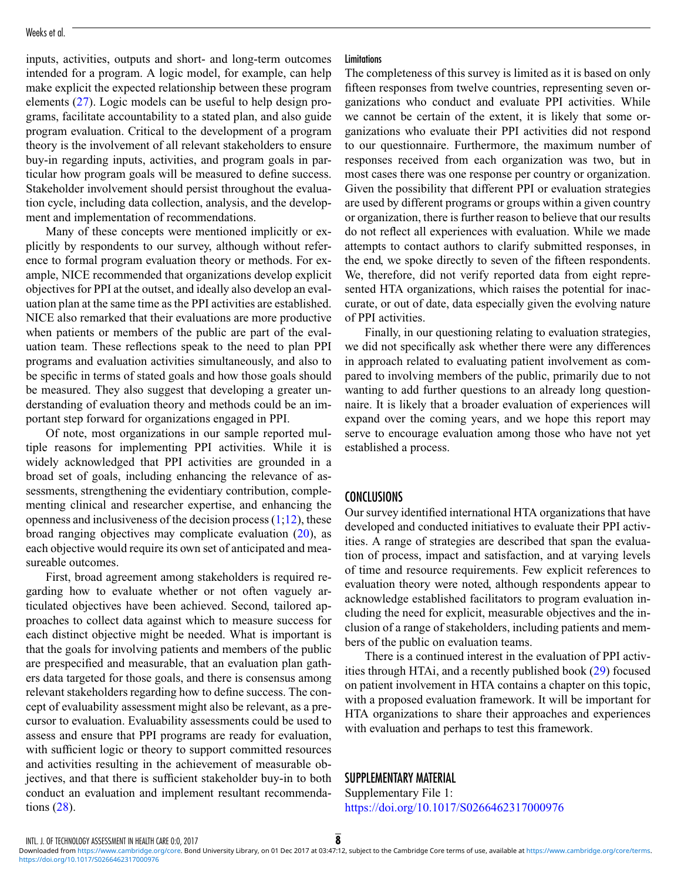inputs, activities, outputs and short- and long-term outcomes intended for a program. A logic model, for example, can help make explicit the expected relationship between these program elements (27). Logic models can be useful to help design programs, facilitate accountability to a stated plan, and also guide program evaluation. Critical to the development of a program theory is the involvement of all relevant stakeholders to ensure buy-in regarding inputs, activities, and program goals in particular how program goals will be measured to define success. Stakeholder involvement should persist throughout the evaluation cycle, including data collection, analysis, and the development and implementation of recommendations.

Many of these concepts were mentioned implicitly or explicitly by respondents to our survey, although without reference to formal program evaluation theory or methods. For example, NICE recommended that organizations develop explicit objectives for PPI at the outset, and ideally also develop an evaluation plan at the same time as the PPI activities are established. NICE also remarked that their evaluations are more productive when patients or members of the public are part of the evaluation team. These reflections speak to the need to plan PPI programs and evaluation activities simultaneously, and also to be specific in terms of stated goals and how those goals should be measured. They also suggest that developing a greater understanding of evaluation theory and methods could be an important step forward for organizations engaged in PPI.

Of note, most organizations in our sample reported multiple reasons for implementing PPI activities. While it is widely acknowledged that PPI activities are grounded in a broad set of goals, including enhancing the relevance of assessments, strengthening the evidentiary contribution, complementing clinical and researcher expertise, and enhancing the openness and inclusiveness of the decision process (1;12), these broad ranging objectives may complicate evaluation (20), as each objective would require its own set of anticipated and measureable outcomes.

First, broad agreement among stakeholders is required regarding how to evaluate whether or not often vaguely articulated objectives have been achieved. Second, tailored approaches to collect data against which to measure success for each distinct objective might be needed. What is important is that the goals for involving patients and members of the public are prespecified and measurable, that an evaluation plan gathers data targeted for those goals, and there is consensus among relevant stakeholders regarding how to define success. The concept of evaluability assessment might also be relevant, as a precursor to evaluation. Evaluability assessments could be used to assess and ensure that PPI programs are ready for evaluation, with sufficient logic or theory to support committed resources and activities resulting in the achievement of measurable objectives, and that there is sufficient stakeholder buy-in to both conduct an evaluation and implement resultant recommendations (28).

### Limitations

The completeness of this survey is limited as it is based on only fifteen responses from twelve countries, representing seven organizations who conduct and evaluate PPI activities. While we cannot be certain of the extent, it is likely that some organizations who evaluate their PPI activities did not respond to our questionnaire. Furthermore, the maximum number of responses received from each organization was two, but in most cases there was one response per country or organization. Given the possibility that different PPI or evaluation strategies are used by different programs or groups within a given country or organization, there is further reason to believe that our results do not reflect all experiences with evaluation. While we made attempts to contact authors to clarify submitted responses, in the end, we spoke directly to seven of the fifteen respondents. We, therefore, did not verify reported data from eight represented HTA organizations, which raises the potential for inaccurate, or out of date, data especially given the evolving nature of PPI activities.

Finally, in our questioning relating to evaluation strategies, we did not specifically ask whether there were any differences in approach related to evaluating patient involvement as compared to involving members of the public, primarily due to not wanting to add further questions to an already long questionnaire. It is likely that a broader evaluation of experiences will expand over the coming years, and we hope this report may serve to encourage evaluation among those who have not yet established a process.

## CONCLUSIONS

Our survey identified international HTA organizations that have developed and conducted initiatives to evaluate their PPI activities. A range of strategies are described that span the evaluation of process, impact and satisfaction, and at varying levels of time and resource requirements. Few explicit references to evaluation theory were noted, although respondents appear to acknowledge established facilitators to program evaluation including the need for explicit, measurable objectives and the inclusion of a range of stakeholders, including patients and members of the public on evaluation teams.

There is a continued interest in the evaluation of PPI activities through HTAi, and a recently published book (29) focused on patient involvement in HTA contains a chapter on this topic, with a proposed evaluation framework. It will be important for HTA organizations to share their approaches and experiences with evaluation and perhaps to test this framework.

## SUPPLEMENTARY MATERIAL

Supplementary File 1:
https://doi.org/10.1017/S0266462317000976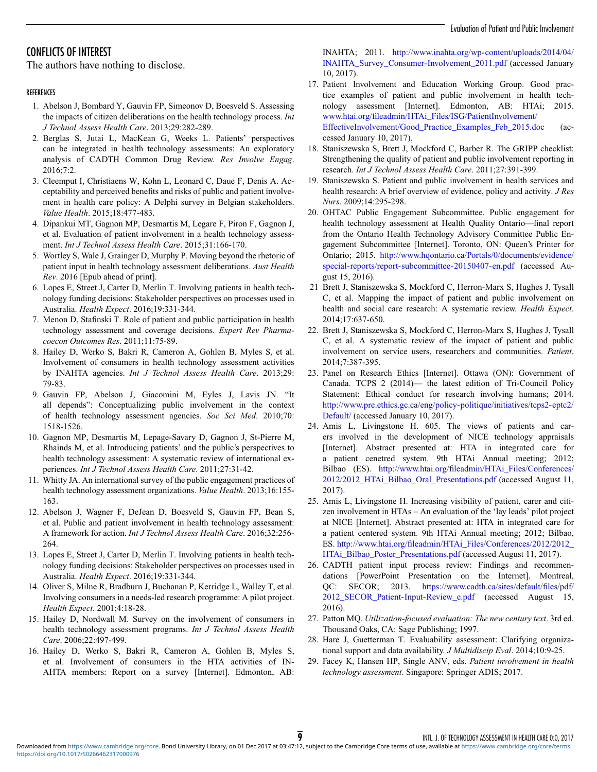## CONFLICTS OF INTEREST

The authors have nothing to disclose.

### REFERENCES

1. Abelson J, Bombard Y, Gauvin FP, Simeonov D, Boesveld S. Assessing the impacts of citizen deliberations on the health technology process. *Int J Technol Assess Health Care*. 2013;29:282-289.
2. Berglas S, Jutai L, MacKean G, Weeks L. Patients' perspectives can be integrated in health technology assessments: An exploratory analysis of CADTH Common Drug Review. *Res Involve Engag*. 2016;7:2.
3. Cleemput I, Christiaens W, Kohn L, Leonard C, Daue F, Denis A. Acceptability and perceived benefits and risks of public and patient involvement in health care policy: A Delphi survey in Belgian stakeholders. *Value Health*. 2015;18:477-483.
4. Dipankui MT, Gagnon MP, Desmartis M, Legare F, Piron F, Gagnon J, et al. Evaluation of patient involvement in a health technology assessment. *Int J Technol Assess Health Care*. 2015;31:166-170.
5. Wortley S, Wale J, Grainger D, Murphy P. Moving beyond the rhetoric of patient input in health technology assessment deliberations. *Aust Health Rev*. 2016 [Epub ahead of print].
6. Lopes E, Street J, Carter D, Merlin T. Involving patients in health technology funding decisions: Stakeholder perspectives on processes used in Australia. *Health Expect*. 2016;19:331-344.
7. Menon D, Stafinski T. Role of patient and public participation in health technology assessment and coverage decisions. *Expert Rev Pharmacoecon Outcomes Res*. 2011;11:75-89.
8. Hailey D, Werko S, Bakri R, Cameron A, Gohlen B, Myles S, et al. Involvement of consumers in health technology assessment activities by INAHTA agencies. *Int J Technol Assess Health Care*. 2013;29:79-83.
9. Gauvin FP, Abelson J, Giacomini M, Eyles J, Lavis JN. "It all depends": Conceptualizing public involvement in the context of health technology assessment agencies. *Soc Sci Med*. 2010;70:1518-1526.
10. Gagnon MP, Desmartis M, Lepage-Savary D, Gagnon J, St-Pierre M, Rhainds M, et al. Introducing patients' and the public's perspectives to health technology assessment: A systematic review of international experiences. *Int J Technol Assess Health Care*. 2011;27:31-42.
11. Whitty JA. An international survey of the public engagement practices of health technology assessment organizations. *Value Health*. 2013;16:155-163.
12. Abelson J, Wagner F, DeJean D, Boesveld S, Gauvin FP, Bean S, et al. Public and patient involvement in health technology assessment: A framework for action. *Int J Technol Assess Health Care*. 2016;32:256-264.
13. Lopes E, Street J, Carter D, Merlin T. Involving patients in health technology funding decisions: Stakeholder perspectives on processes used in Australia. *Health Expect*. 2016;19:331-344.
14. Oliver S, Milne R, Bradburn J, Buchanan P, Kerridge L, Walley T, et al. Involving consumers in a needs-led research programme: A pilot project. *Health Expect*. 2001;4:18-28.
15. Hailey D, Nordwall M. Survey on the involvement of consumers in health technology assessment programs. *Int J Technol Assess Health Care*. 2006;22:497-499.
16. Hailey D, Werko S, Bakri R, Cameron A, Gohlen B, Myles S, et al. Involvement of consumers in the HTA activities of INAHTA members: Report on a survey [Internet]. Edmonton, AB: INAHTA; 2011. http://www.inahta.org/wp-content/uploads/2014/04/INAHTA_Survey_Consumer-Involvement_2011.pdf (accessed January 10, 2017).
17. Patient Involvement and Education Working Group. Good practice examples of patient and public involvement in health technology assessment [Internet]. Edmonton, AB: HTAi; 2015. www.htai.org/fileadmin/HTAi_Files/ISG/PatientInvolvement/EffectiveInvolvement/Good_Practice_Examples_Feb_2015.doc (accessed January 10, 2017).
18. Staniszewska S, Brett J, Mockford C, Barber R. The GRIPP checklist: Strengthening the quality of patient and public involvement reporting in research. *Int J Technol Assess Health Care*. 2011;27:391-399.
19. Staniszewska S. Patient and public involvement in health services and health research: A brief overview of evidence, policy and activity. *J Res Nurs*. 2009;14:295-298.
20. OHTAC Public Engagement Subcommittee. Public engagement for health technology assessment at Health Quality Ontario—final report from the Ontario Health Technology Advisory Committee Public Engagement Subcommittee [Internet]. Toronto, ON: Queen's Printer for Ontario; 2015. http://www.hqontario.ca/Portals/0/documents/evidence/special-reports/report-subcommittee-20150407-en.pdf (accessed August 15, 2016).
21. Brett J, Staniszewska S, Mockford C, Herron-Marx S, Hughes J, Tysall C, et al. Mapping the impact of patient and public involvement on health and social care research: A systematic review. *Health Expect*. 2014;17:637-650.
22. Brett J, Staniszewska S, Mockford C, Herron-Marx S, Hughes J, Tysall C, et al. A systematic review of the impact of patient and public involvement on service users, researchers and communities. *Patient*. 2014;7:387-395.
23. Panel on Research Ethics [Internet]. Ottawa (ON): Government of Canada. TCPS 2 (2014)— the latest edition of Tri-Council Policy Statement: Ethical conduct for research involving humans; 2014. http://www.pre.ethics.gc.ca/eng/policy-politique/initiatives/tcps2-eptc2/Default/ (accessed January 10, 2017).
24. Amis L, Livingstone H. 605. The views of patients and carers involved in the development of NICE technology appraisals [Internet]. Abstract presented at: HTA in integrated care for a patient cenetred system. 9th HTAi Annual meeting; 2012; Bilbao (ES). http://www.htai.org/fileadmin/HTAi_Files/Conferences/2012/2012_HTAi_Bilbao_Oral_Presentations.pdf (accessed August 11, 2017).
25. Amis L, Livingstone H. Increasing visibility of patient, carer and citizen involvement in HTAs – An evaluation of the 'lay leads' pilot project at NICE [Internet]. Abstract presented at: HTA in integrated care for a patient centered system. 9th HTAi Annual meeting; 2012; Bilbao, ES. http://www.htai.org/fileadmin/HTAi_Files/Conferences/2012/2012_HTAi_Bilbao_Poster_Presentations.pdf (accessed August 11, 2017).
26. CADTH patient input process review: Findings and recommendations [PowerPoint Presentation on the Internet]. Montreal, QC: SECOR; 2013. https://www.cadth.ca/sites/default/files/pdf/2012_SECOR_Patient-Input-Review_e.pdf (accessed August 15, 2016).
27. Patton MQ. *Utilization-focused evaluation: The new century text*. 3rd ed. Thousand Oaks, CA: Sage Publishing; 1997.
28. Hare J, Guetterman T. Evaluability assessment: Clarifying organizational support and data availability. *J Multidiscip Eval*. 2014;10:9-25.
29. Facey K, Hansen HP, Single ANV, eds. *Patient involvement in health technology assessment*. Singapore: Springer ADIS; 2017.